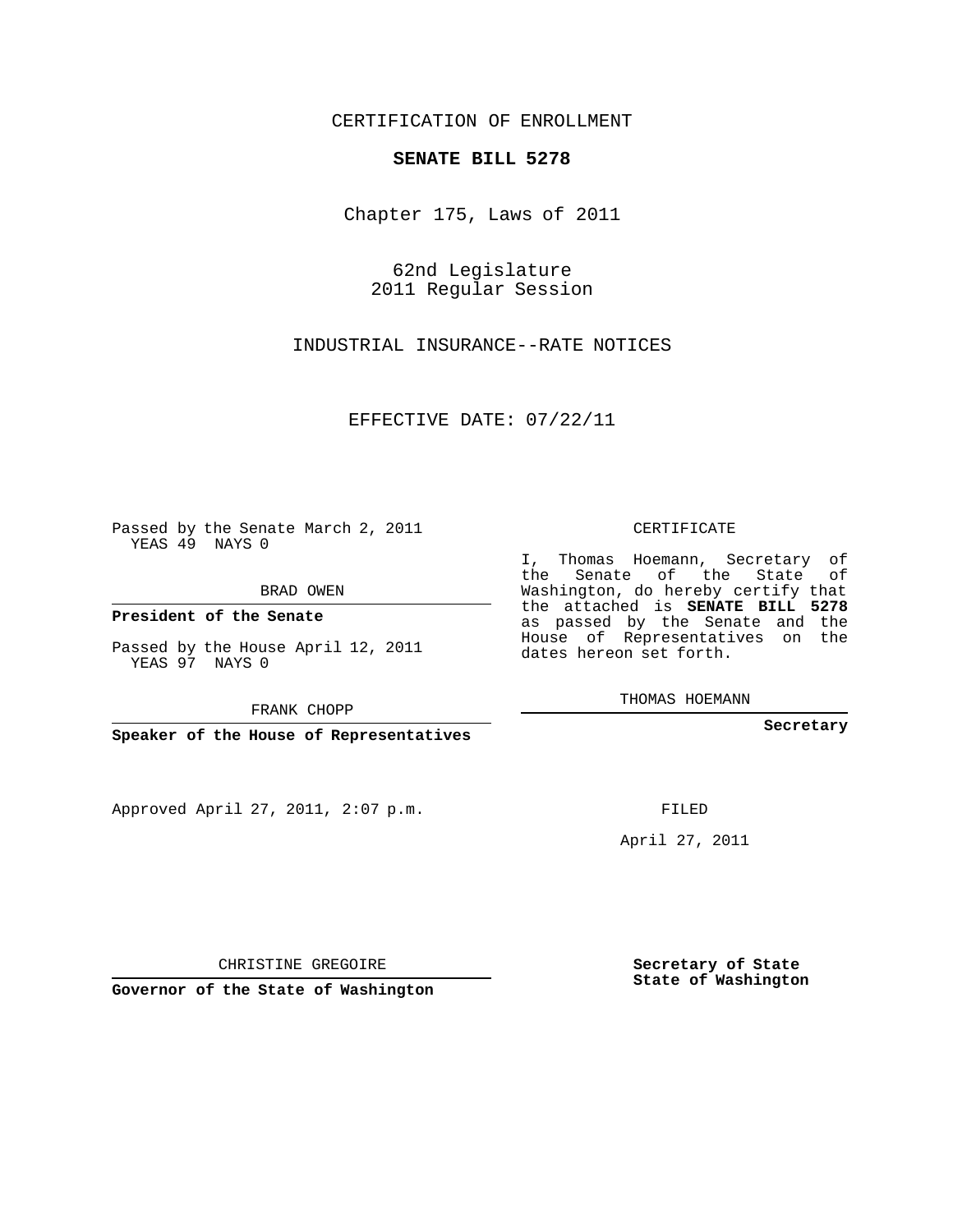CERTIFICATION OF ENROLLMENT

**SENATE BILL 5278**

Chapter 175, Laws of 2011

62nd Legislature
2011 Regular Session

INDUSTRIAL INSURANCE--RATE NOTICES

EFFECTIVE DATE: 07/22/11

Passed by the Senate March 2, 2011
YEAS 49 NAYS 0

BRAD OWEN

**President of the Senate**

Passed by the House April 12, 2011
YEAS 97 NAYS 0

FRANK CHOPP

**Speaker of the House of Representatives**

Approved April 27, 2011, 2:07 p.m.

CHRISTINE GREGOIRE

**Governor of the State of Washington**

CERTIFICATE

I, Thomas Hoemann, Secretary of the Senate of the State of Washington, do hereby certify that the attached is **SENATE BILL 5278** as passed by the Senate and the House of Representatives on the dates hereon set forth.

THOMAS HOEMANN

**Secretary**

FILED

April 27, 2011

**Secretary of State**
**State of Washington**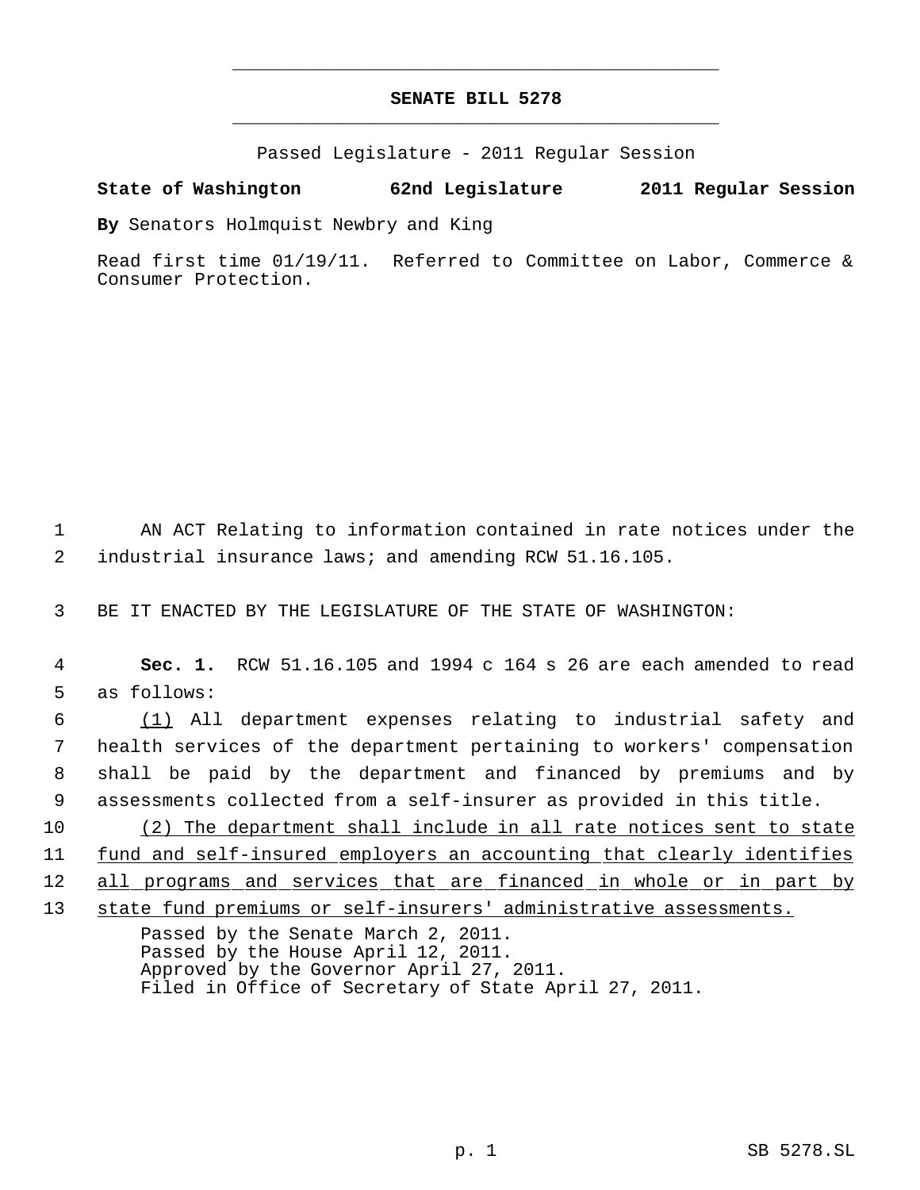# SENATE BILL 5278

Passed Legislature - 2011 Regular Session

**State of Washington 62nd Legislature 2011 Regular Session**

**By** Senators Holmquist Newbry and King

Read first time 01/19/11. Referred to Committee on Labor, Commerce & Consumer Protection.

AN ACT Relating to information contained in rate notices under the industrial insurance laws; and amending RCW 51.16.105.

BE IT ENACTED BY THE LEGISLATURE OF THE STATE OF WASHINGTON:

**Sec. 1.** RCW 51.16.105 and 1994 c 164 s 26 are each amended to read as follows:

(1) All department expenses relating to industrial safety and health services of the department pertaining to workers' compensation shall be paid by the department and financed by premiums and by assessments collected from a self-insurer as provided in this title.

(2) The department shall include in all rate notices sent to state fund and self-insured employers an accounting that clearly identifies all programs and services that are financed in whole or in part by state fund premiums or self-insurers' administrative assessments.

Passed by the Senate March 2, 2011.
Passed by the House April 12, 2011.
Approved by the Governor April 27, 2011.
Filed in Office of Secretary of State April 27, 2011.